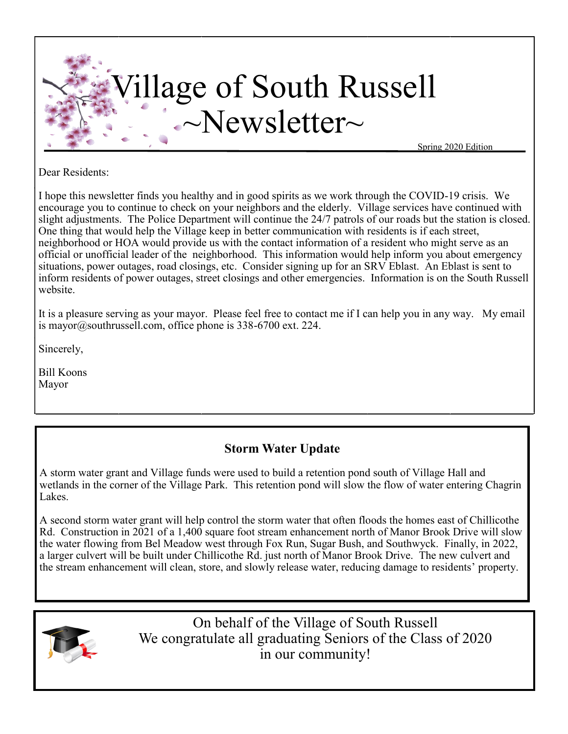# Village of South Russell ~Newsletter~

Spring 2020 Edition

Dear Residents:

I hope this newsletter finds you healthy and in good spirits as we work through the COVID-19 crisis. We encourage you to continue to check on your neighbors and the elderly. Village services have continued with slight adjustments. The Police Department will continue the 24/7 patrols of our roads but the station is closed. One thing that would help the Village keep in better communication with residents is if each street, neighborhood or HOA would provide us with the contact information of a resident who might serve as an official or unofficial leader of the neighborhood. This information would help inform you about emergency situations, power outages, road closings, etc. Consider signing up for an SRV Eblast. An Eblast is sent to inform residents of power outages, street closings and other emergencies. Information is on the South Russell website.

It is a pleasure serving as your mayor. Please feel free to contact me if I can help you in any way. My email is mayor@southrussell.com, office phone is 338-6700 ext. 224.

Sincerely,

Bill Koons
Mayor

## Storm Water Update

A storm water grant and Village funds were used to build a retention pond south of Village Hall and wetlands in the corner of the Village Park. This retention pond will slow the flow of water entering Chagrin Lakes.

A second storm water grant will help control the storm water that often floods the homes east of Chillicothe Rd. Construction in 2021 of a 1,400 square foot stream enhancement north of Manor Brook Drive will slow the water flowing from Bel Meadow west through Fox Run, Sugar Bush, and Southwyck. Finally, in 2022, a larger culvert will be built under Chillicothe Rd. just north of Manor Brook Drive. The new culvert and the stream enhancement will clean, store, and slowly release water, reducing damage to residents' property.

On behalf of the Village of South Russell
We congratulate all graduating Seniors of the Class of 2020
in our community!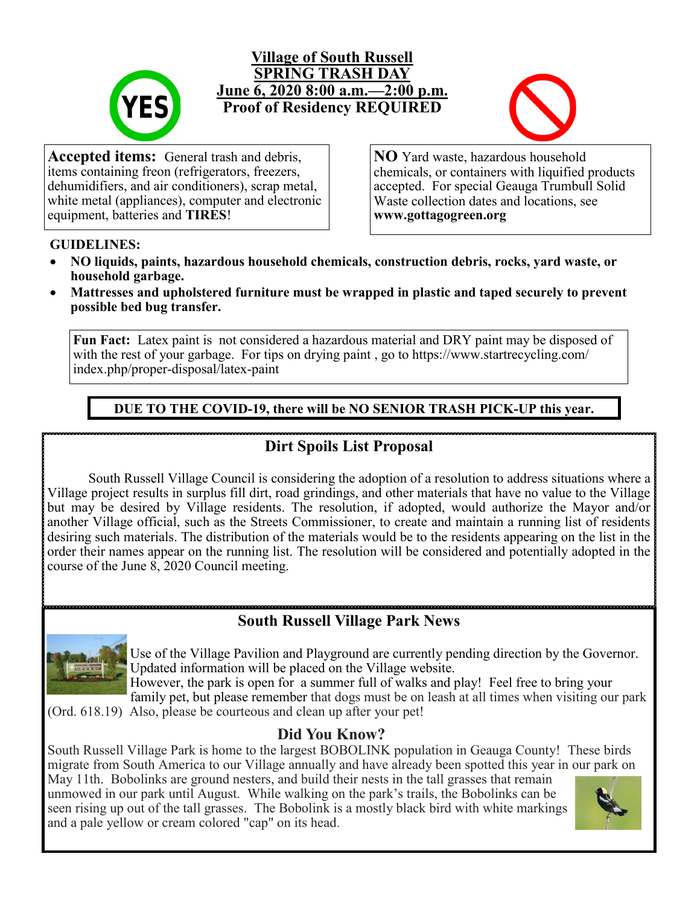# Village of South Russell
## SPRING TRASH DAY
## June 6, 2020 8:00 a.m.—2:00 p.m.
**Proof of Residency REQUIRED**

**Accepted items:** General trash and debris, items containing freon (refrigerators, freezers, dehumidifiers, and air conditioners), scrap metal, white metal (appliances), computer and electronic equipment, batteries and **TIRES**!

**NO** Yard waste, hazardous household chemicals, or containers with liquified products accepted. For special Geauga Trumbull Solid Waste collection dates and locations, see **www.gottagogreen.org**

**GUIDELINES:**

- **NO liquids, paints, hazardous household chemicals, construction debris, rocks, yard waste, or household garbage.**
- **Mattresses and upholstered furniture must be wrapped in plastic and taped securely to prevent possible bed bug transfer.**

**Fun Fact:** Latex paint is not considered a hazardous material and DRY paint may be disposed of with the rest of your garbage. For tips on drying paint , go to https://www.startrecycling.com/index.php/proper-disposal/latex-paint

**DUE TO THE COVID-19, there will be NO SENIOR TRASH PICK-UP this year.**

## Dirt Spoils List Proposal

South Russell Village Council is considering the adoption of a resolution to address situations where a Village project results in surplus fill dirt, road grindings, and other materials that have no value to the Village but may be desired by Village residents. The resolution, if adopted, would authorize the Mayor and/or another Village official, such as the Streets Commissioner, to create and maintain a running list of residents desiring such materials. The distribution of the materials would be to the residents appearing on the list in the order their names appear on the running list. The resolution will be considered and potentially adopted in the course of the June 8, 2020 Council meeting.

## South Russell Village Park News

Use of the Village Pavilion and Playground are currently pending direction by the Governor. Updated information will be placed on the Village website.
However, the park is open for a summer full of walks and play! Feel free to bring your family pet, but please remember that dogs must be on leash at all times when visiting our park (Ord. 618.19) Also, please be courteous and clean up after your pet!

## Did You Know?

South Russell Village Park is home to the largest BOBOLINK population in Geauga County! These birds migrate from South America to our Village annually and have already been spotted this year in our park on May 11th. Bobolinks are ground nesters, and build their nests in the tall grasses that remain unmowed in our park until August. While walking on the park's trails, the Bobolinks can be seen rising up out of the tall grasses. The Bobolink is a mostly black bird with white markings and a pale yellow or cream colored "cap" on its head.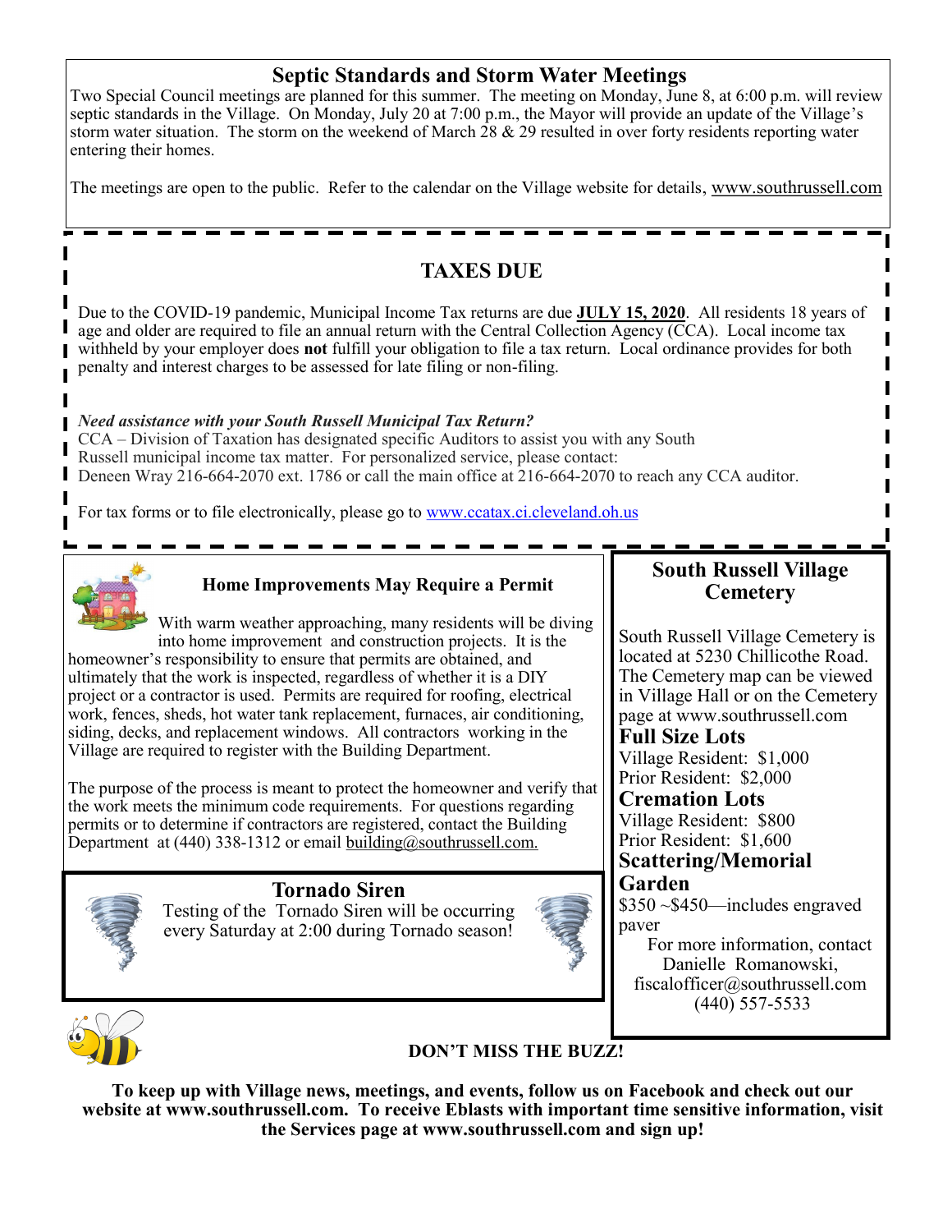## Septic Standards and Storm Water Meetings

Two Special Council meetings are planned for this summer. The meeting on Monday, June 8, at 6:00 p.m. will review septic standards in the Village. On Monday, July 20 at 7:00 p.m., the Mayor will provide an update of the Village's storm water situation. The storm on the weekend of March 28 & 29 resulted in over forty residents reporting water entering their homes.

The meetings are open to the public. Refer to the calendar on the Village website for details, www.southrussell.com

## TAXES DUE

Due to the COVID-19 pandemic, Municipal Income Tax returns are due **JULY 15, 2020**. All residents 18 years of age and older are required to file an annual return with the Central Collection Agency (CCA). Local income tax withheld by your employer does **not** fulfill your obligation to file a tax return. Local ordinance provides for both penalty and interest charges to be assessed for late filing or non-filing.

***Need assistance with your South Russell Municipal Tax Return?***
CCA – Division of Taxation has designated specific Auditors to assist you with any South Russell municipal income tax matter. For personalized service, please contact:
Deneen Wray 216-664-2070 ext. 1786 or call the main office at 216-664-2070 to reach any CCA auditor.

For tax forms or to file electronically, please go to www.ccatax.ci.cleveland.oh.us

### Home Improvements May Require a Permit

With warm weather approaching, many residents will be diving into home improvement and construction projects. It is the homeowner's responsibility to ensure that permits are obtained, and ultimately that the work is inspected, regardless of whether it is a DIY project or a contractor is used. Permits are required for roofing, electrical work, fences, sheds, hot water tank replacement, furnaces, air conditioning, siding, decks, and replacement windows. All contractors working in the Village are required to register with the Building Department.

The purpose of the process is meant to protect the homeowner and verify that the work meets the minimum code requirements. For questions regarding permits or to determine if contractors are registered, contact the Building Department at (440) 338-1312 or email building@southrussell.com.

### Tornado Siren

Testing of the Tornado Siren will be occurring every Saturday at 2:00 during Tornado season!

### South Russell Village Cemetery

South Russell Village Cemetery is located at 5230 Chillicothe Road. The Cemetery map can be viewed in Village Hall or on the Cemetery page at www.southrussell.com

**Full Size Lots**
Village Resident: $1,000
Prior Resident: $2,000

**Cremation Lots**
Village Resident: $800
Prior Resident: $1,600

**Scattering/Memorial Garden**
$350 ~$450—includes engraved paver

For more information, contact Danielle Romanowski, fiscalofficer@southrussell.com (440) 557-5533

**DON'T MISS THE BUZZ!**

**To keep up with Village news, meetings, and events, follow us on Facebook and check out our website at www.southrussell.com. To receive Eblasts with important time sensitive information, visit the Services page at www.southrussell.com and sign up!**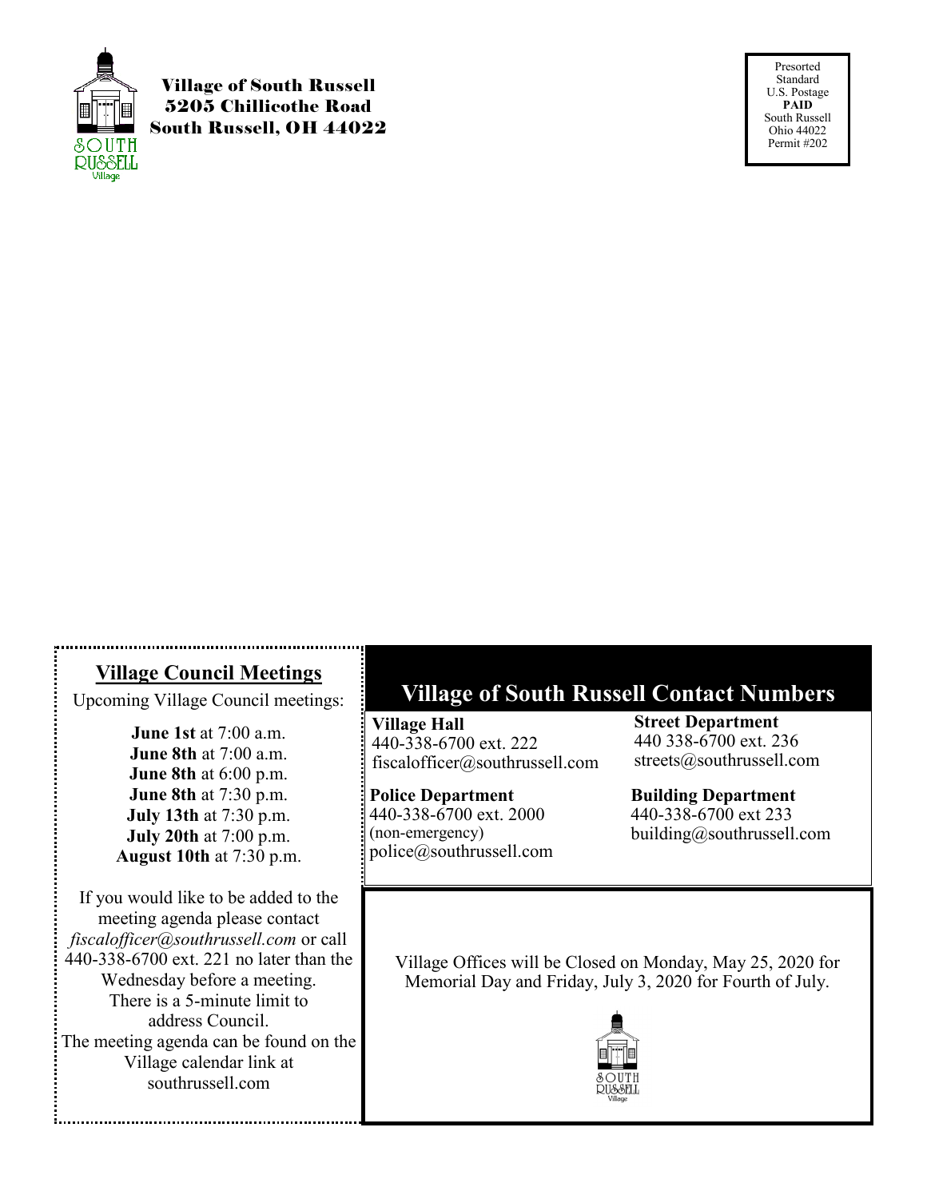Village of South Russell
5205 Chillicothe Road
South Russell, OH 44022

Presorted
Standard
U.S. Postage
**PAID**
South Russell
Ohio 44022
Permit #202

## Village Council Meetings

Upcoming Village Council meetings:

**June 1st** at 7:00 a.m.
**June 8th** at 7:00 a.m.
**June 8th** at 6:00 p.m.
**June 8th** at 7:30 p.m.
**July 13th** at 7:30 p.m.
**July 20th** at 7:00 p.m.
**August 10th** at 7:30 p.m.

If you would like to be added to the meeting agenda please contact *fiscalofficer@southrussell.com* or call 440-338-6700 ext. 221 no later than the Wednesday before a meeting.
There is a 5-minute limit to address Council.
The meeting agenda can be found on the Village calendar link at southrussell.com

## Village of South Russell Contact Numbers

**Village Hall**
440-338-6700 ext. 222
fiscalofficer@southrussell.com

**Police Department**
440-338-6700 ext. 2000
(non-emergency)
police@southrussell.com

**Street Department**
440 338-6700 ext. 236
streets@southrussell.com

**Building Department**
440-338-6700 ext 233
building@southrussell.com

Village Offices will be Closed on Monday, May 25, 2020 for Memorial Day and Friday, July 3, 2020 for Fourth of July.